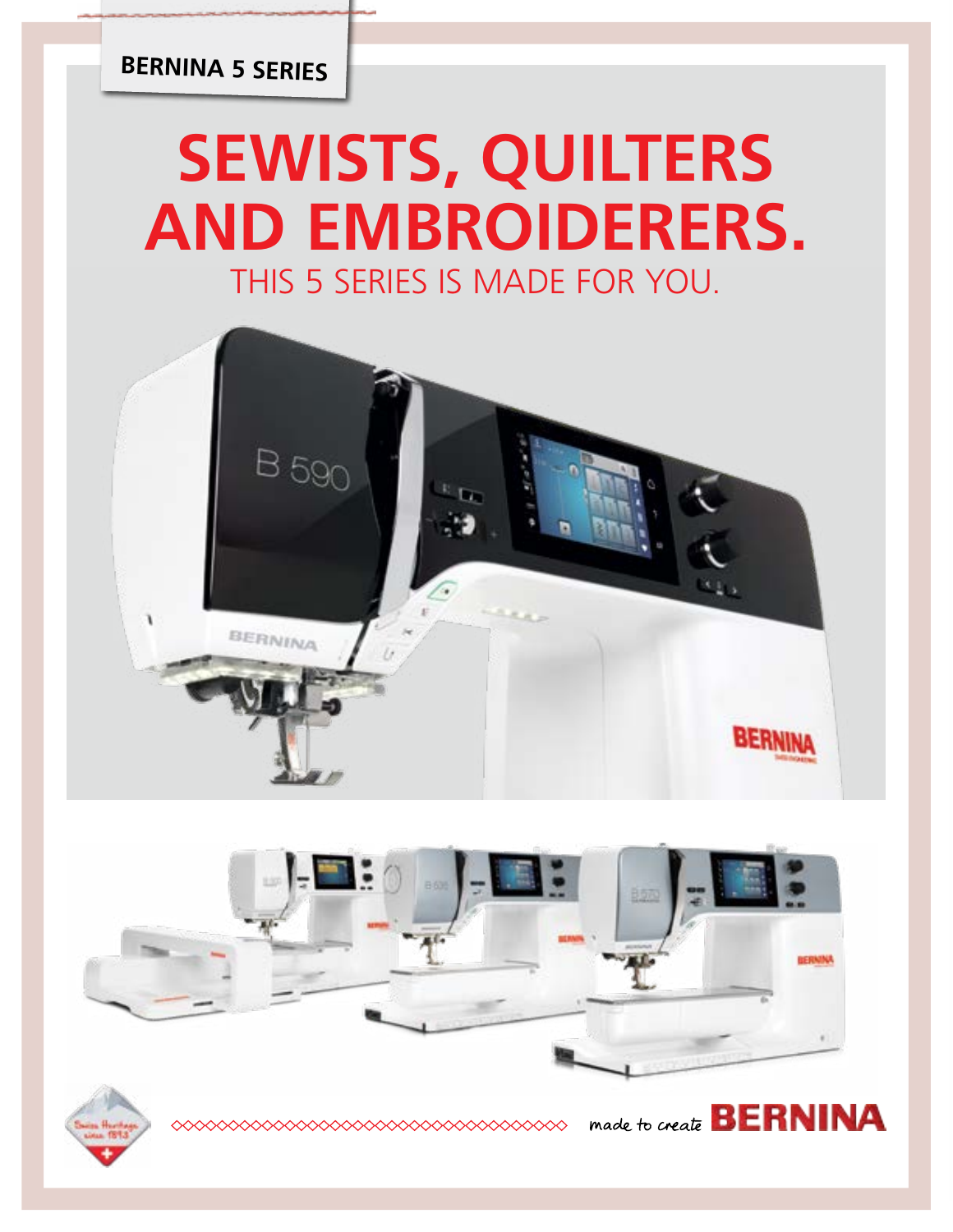BERNINA 5 SERIES

# SEWISTS, QUILTERS AND EMBROIDERERS.

## THIS 5 SERIES IS MADE FOR YOU.

made to create BERNINA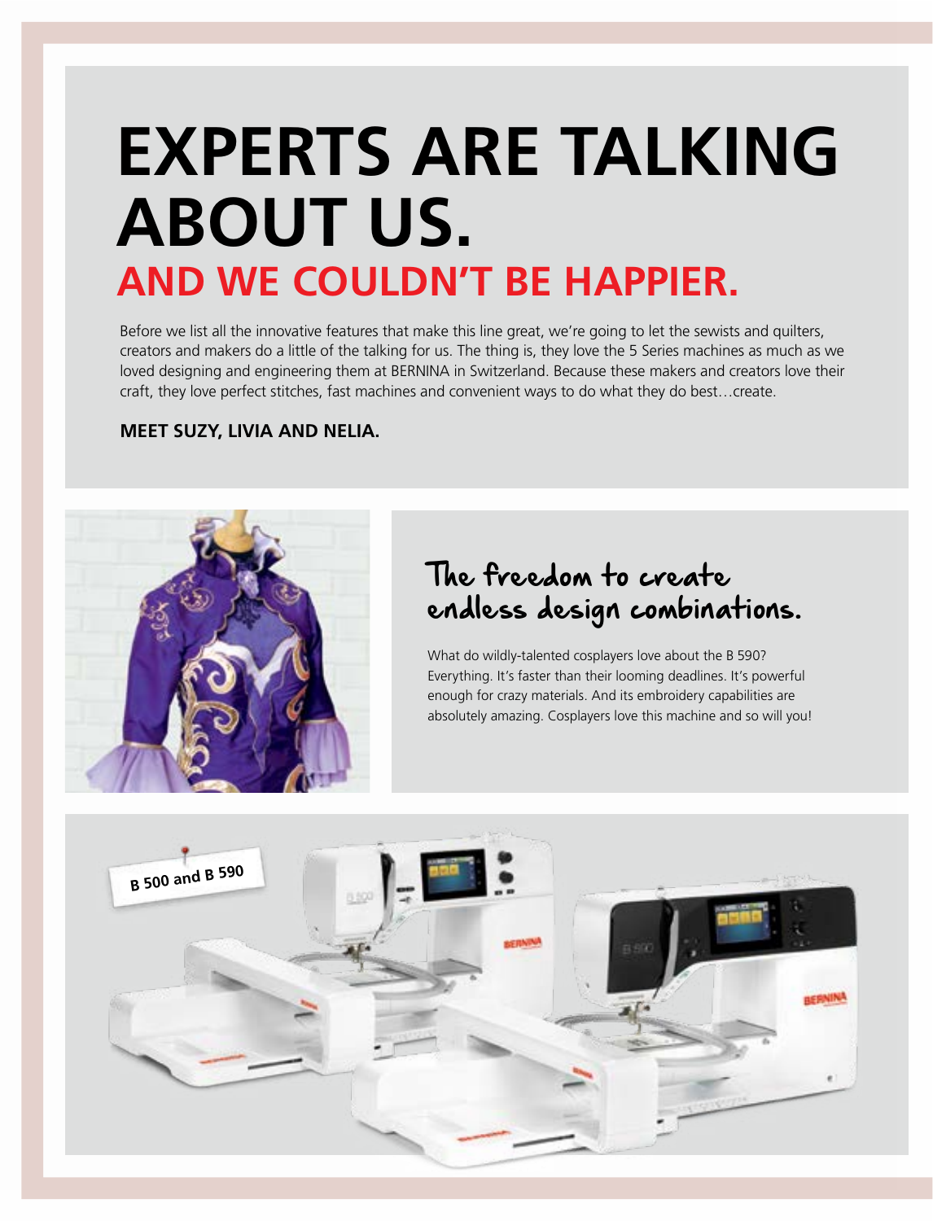# EXPERTS ARE TALKING ABOUT US.

## AND WE COULDN'T BE HAPPIER.

Before we list all the innovative features that make this line great, we're going to let the sewists and quilters, creators and makers do a little of the talking for us. The thing is, they love the 5 Series machines as much as we loved designing and engineering them at BERNINA in Switzerland. Because these makers and creators love their craft, they love perfect stitches, fast machines and convenient ways to do what they do best…create.

**MEET SUZY, LIVIA AND NELIA.**

### The freedom to create endless design combinations.

What do wildly-talented cosplayers love about the B 590? Everything. It's faster than their looming deadlines. It's powerful enough for crazy materials. And its embroidery capabilities are absolutely amazing. Cosplayers love this machine and so will you!

B 500 and B 590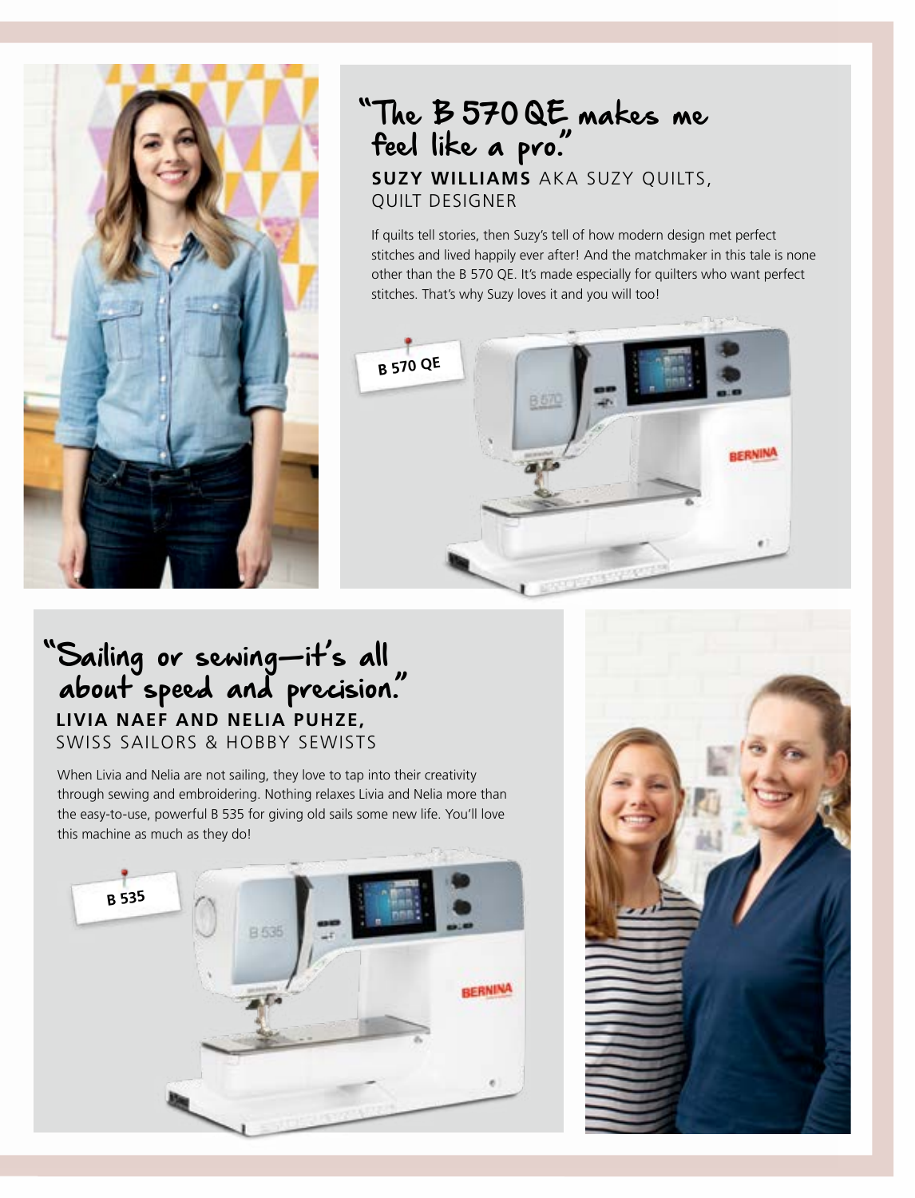## "The B 570 QE makes me feel like a pro."

**SUZY WILLIAMS** AKA SUZY QUILTS, QUILT DESIGNER

If quilts tell stories, then Suzy's tell of how modern design met perfect stitches and lived happily ever after! And the matchmaker in this tale is none other than the B 570 QE. It's made especially for quilters who want perfect stitches. That's why Suzy loves it and you will too!

B 570 QE

## "Sailing or sewing—it's all about speed and precision."

**LIVIA NAEF AND NELIA PUHZE,** SWISS SAILORS & HOBBY SEWISTS

When Livia and Nelia are not sailing, they love to tap into their creativity through sewing and embroidering. Nothing relaxes Livia and Nelia more than the easy-to-use, powerful B 535 for giving old sails some new life. You'll love this machine as much as they do!

B 535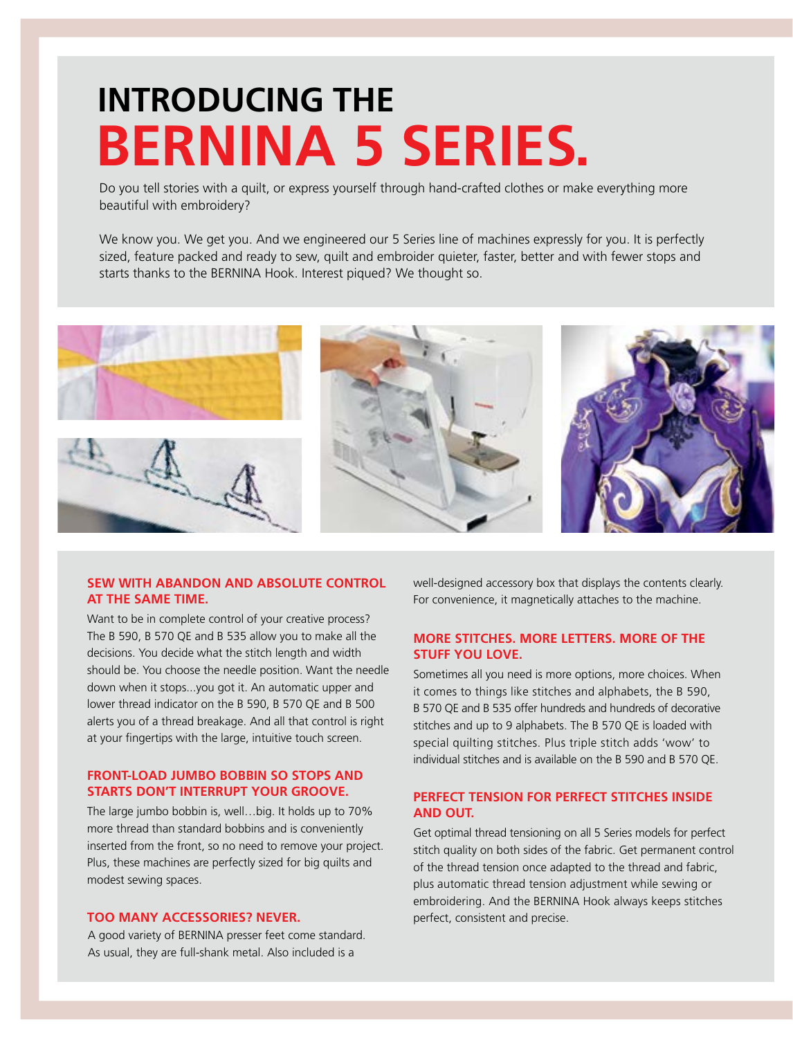# INTRODUCING THE BERNINA 5 SERIES.

Do you tell stories with a quilt, or express yourself through hand-crafted clothes or make everything more beautiful with embroidery?

We know you. We get you. And we engineered our 5 Series line of machines expressly for you. It is perfectly sized, feature packed and ready to sew, quilt and embroider quieter, faster, better and with fewer stops and starts thanks to the BERNINA Hook. Interest piqued? We thought so.

## SEW WITH ABANDON AND ABSOLUTE CONTROL AT THE SAME TIME.

Want to be in complete control of your creative process? The B 590, B 570 QE and B 535 allow you to make all the decisions. You decide what the stitch length and width should be. You choose the needle position. Want the needle down when it stops...you got it. An automatic upper and lower thread indicator on the B 590, B 570 QE and B 500 alerts you of a thread breakage. And all that control is right at your fingertips with the large, intuitive touch screen.

## FRONT-LOAD JUMBO BOBBIN SO STOPS AND STARTS DON'T INTERRUPT YOUR GROOVE.

The large jumbo bobbin is, well…big. It holds up to 70% more thread than standard bobbins and is conveniently inserted from the front, so no need to remove your project. Plus, these machines are perfectly sized for big quilts and modest sewing spaces.

## TOO MANY ACCESSORIES? NEVER.

A good variety of BERNINA presser feet come standard. As usual, they are full-shank metal. Also included is a well-designed accessory box that displays the contents clearly. For convenience, it magnetically attaches to the machine.

## MORE STITCHES. MORE LETTERS. MORE OF THE STUFF YOU LOVE.

Sometimes all you need is more options, more choices. When it comes to things like stitches and alphabets, the B 590, B 570 QE and B 535 offer hundreds and hundreds of decorative stitches and up to 9 alphabets. The B 570 QE is loaded with special quilting stitches. Plus triple stitch adds 'wow' to individual stitches and is available on the B 590 and B 570 QE.

## PERFECT TENSION FOR PERFECT STITCHES INSIDE AND OUT.

Get optimal thread tensioning on all 5 Series models for perfect stitch quality on both sides of the fabric. Get permanent control of the thread tension once adapted to the thread and fabric, plus automatic thread tension adjustment while sewing or embroidering. And the BERNINA Hook always keeps stitches perfect, consistent and precise.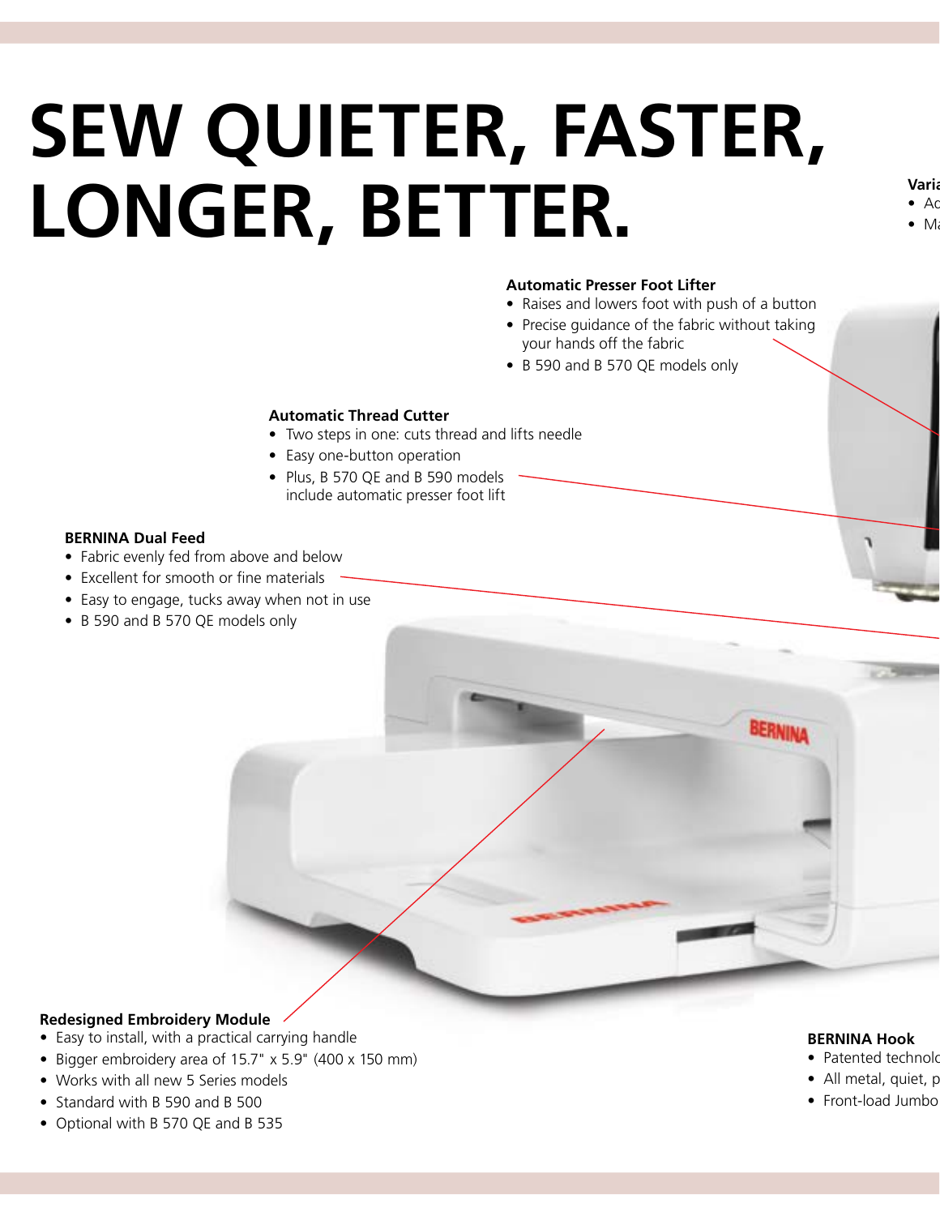# SEW QUIETER, FASTER, LONGER, BETTER.

**Varia**
- Ac
- Ma

**Automatic Presser Foot Lifter**
- Raises and lowers foot with push of a button
- Precise guidance of the fabric without taking your hands off the fabric
- B 590 and B 570 QE models only

**Automatic Thread Cutter**
- Two steps in one: cuts thread and lifts needle
- Easy one-button operation
- Plus, B 570 QE and B 590 models include automatic presser foot lift

**BERNINA Dual Feed**
- Fabric evenly fed from above and below
- Excellent for smooth or fine materials
- Easy to engage, tucks away when not in use
- B 590 and B 570 QE models only

**Redesigned Embroidery Module**
- Easy to install, with a practical carrying handle
- Bigger embroidery area of 15.7" x 5.9" (400 x 150 mm)
- Works with all new 5 Series models
- Standard with B 590 and B 500
- Optional with B 570 QE and B 535

**BERNINA Hook**
- Patented technolo
- All metal, quiet, p
- Front-load Jumbo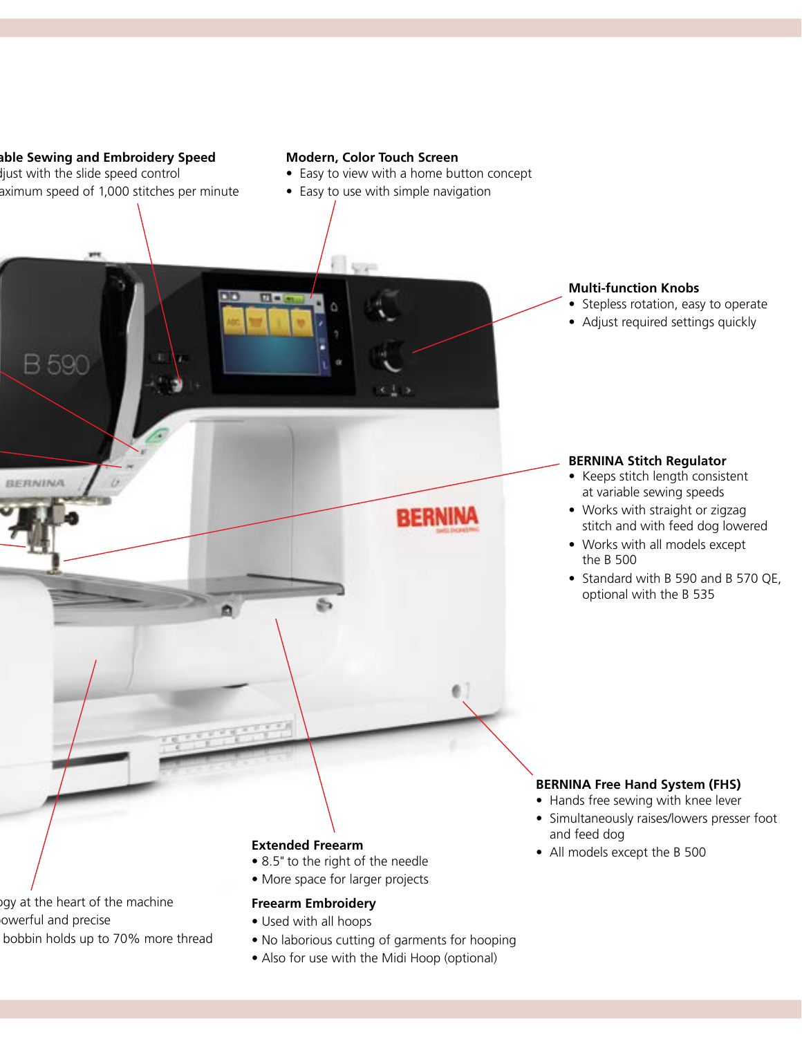**able Sewing and Embroidery Speed**
- djust with the slide speed control
- aximum speed of 1,000 stitches per minute

**Modern, Color Touch Screen**
- Easy to view with a home button concept
- Easy to use with simple navigation

**Multi-function Knobs**
- Stepless rotation, easy to operate
- Adjust required settings quickly

**BERNINA Stitch Regulator**
- Keeps stitch length consistent at variable sewing speeds
- Works with straight or zigzag stitch and with feed dog lowered
- Works with all models except the B 500
- Standard with B 590 and B 570 QE, optional with the B 535

**BERNINA Free Hand System (FHS)**
- Hands free sewing with knee lever
- Simultaneously raises/lowers presser foot and feed dog
- All models except the B 500

**Extended Freearm**
- 8.5" to the right of the needle
- More space for larger projects

**Freearm Embroidery**
- Used with all hoops
- No laborious cutting of garments for hooping
- Also for use with the Midi Hoop (optional)

- gy at the heart of the machine
- owerful and precise
- bobbin holds up to 70% more thread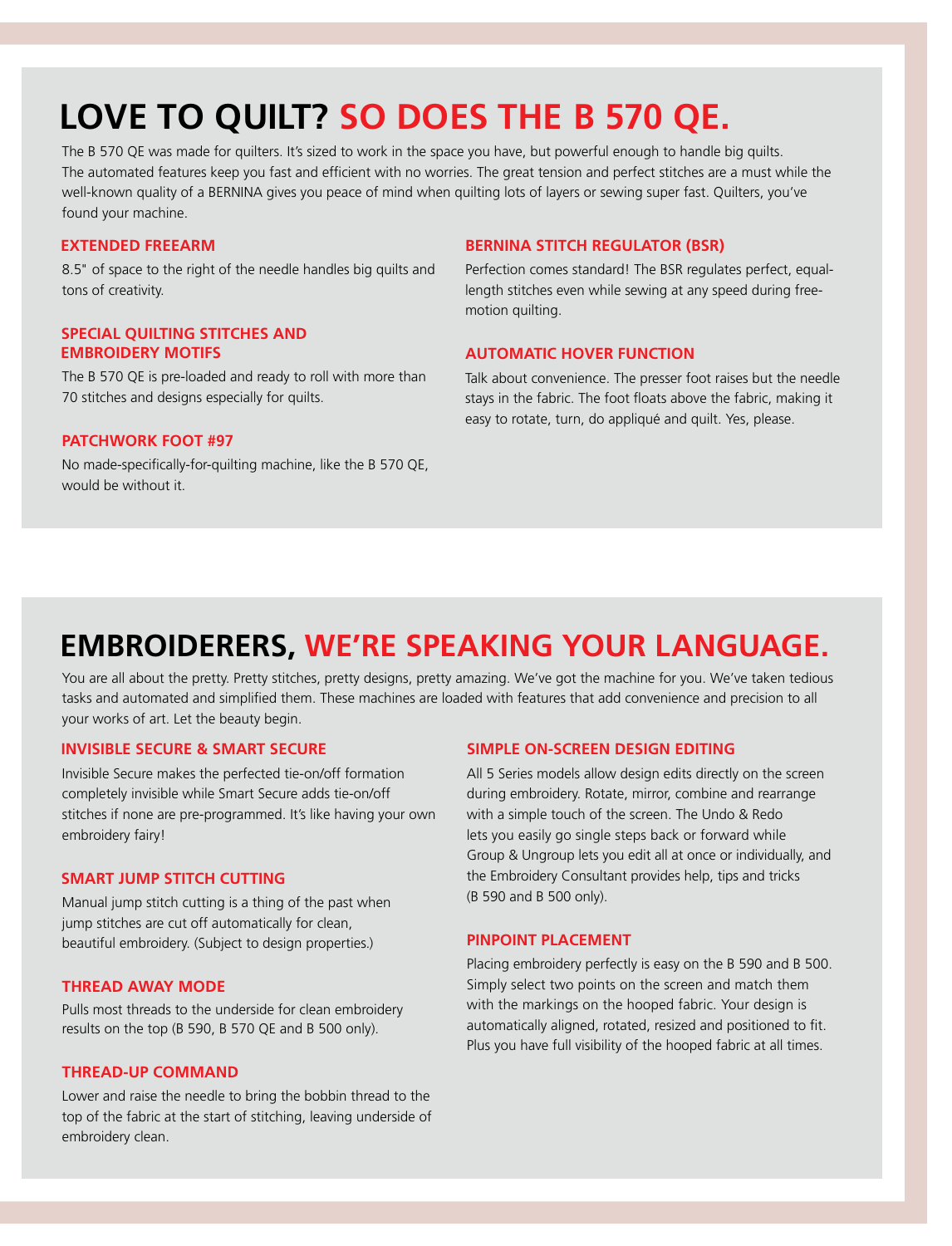# LOVE TO QUILT? SO DOES THE B 570 QE.

The B 570 QE was made for quilters. It's sized to work in the space you have, but powerful enough to handle big quilts. The automated features keep you fast and efficient with no worries. The great tension and perfect stitches are a must while the well-known quality of a BERNINA gives you peace of mind when quilting lots of layers or sewing super fast. Quilters, you've found your machine.

### EXTENDED FREEARM

8.5" of space to the right of the needle handles big quilts and tons of creativity.

### SPECIAL QUILTING STITCHES AND EMBROIDERY MOTIFS

The B 570 QE is pre-loaded and ready to roll with more than 70 stitches and designs especially for quilts.

### PATCHWORK FOOT #97

No made-specifically-for-quilting machine, like the B 570 QE, would be without it.

### BERNINA STITCH REGULATOR (BSR)

Perfection comes standard! The BSR regulates perfect, equal-length stitches even while sewing at any speed during free-motion quilting.

### AUTOMATIC HOVER FUNCTION

Talk about convenience. The presser foot raises but the needle stays in the fabric. The foot floats above the fabric, making it easy to rotate, turn, do appliqué and quilt. Yes, please.

# EMBROIDERERS, WE'RE SPEAKING YOUR LANGUAGE.

You are all about the pretty. Pretty stitches, pretty designs, pretty amazing. We've got the machine for you. We've taken tedious tasks and automated and simplified them. These machines are loaded with features that add convenience and precision to all your works of art. Let the beauty begin.

### INVISIBLE SECURE & SMART SECURE

Invisible Secure makes the perfected tie-on/off formation completely invisible while Smart Secure adds tie-on/off stitches if none are pre-programmed. It's like having your own embroidery fairy!

### SMART JUMP STITCH CUTTING

Manual jump stitch cutting is a thing of the past when jump stitches are cut off automatically for clean, beautiful embroidery. (Subject to design properties.)

### THREAD AWAY MODE

Pulls most threads to the underside for clean embroidery results on the top (B 590, B 570 QE and B 500 only).

### THREAD-UP COMMAND

Lower and raise the needle to bring the bobbin thread to the top of the fabric at the start of stitching, leaving underside of embroidery clean.

### SIMPLE ON-SCREEN DESIGN EDITING

All 5 Series models allow design edits directly on the screen during embroidery. Rotate, mirror, combine and rearrange with a simple touch of the screen. The Undo & Redo lets you easily go single steps back or forward while Group & Ungroup lets you edit all at once or individually, and the Embroidery Consultant provides help, tips and tricks (B 590 and B 500 only).

### PINPOINT PLACEMENT

Placing embroidery perfectly is easy on the B 590 and B 500. Simply select two points on the screen and match them with the markings on the hooped fabric. Your design is automatically aligned, rotated, resized and positioned to fit. Plus you have full visibility of the hooped fabric at all times.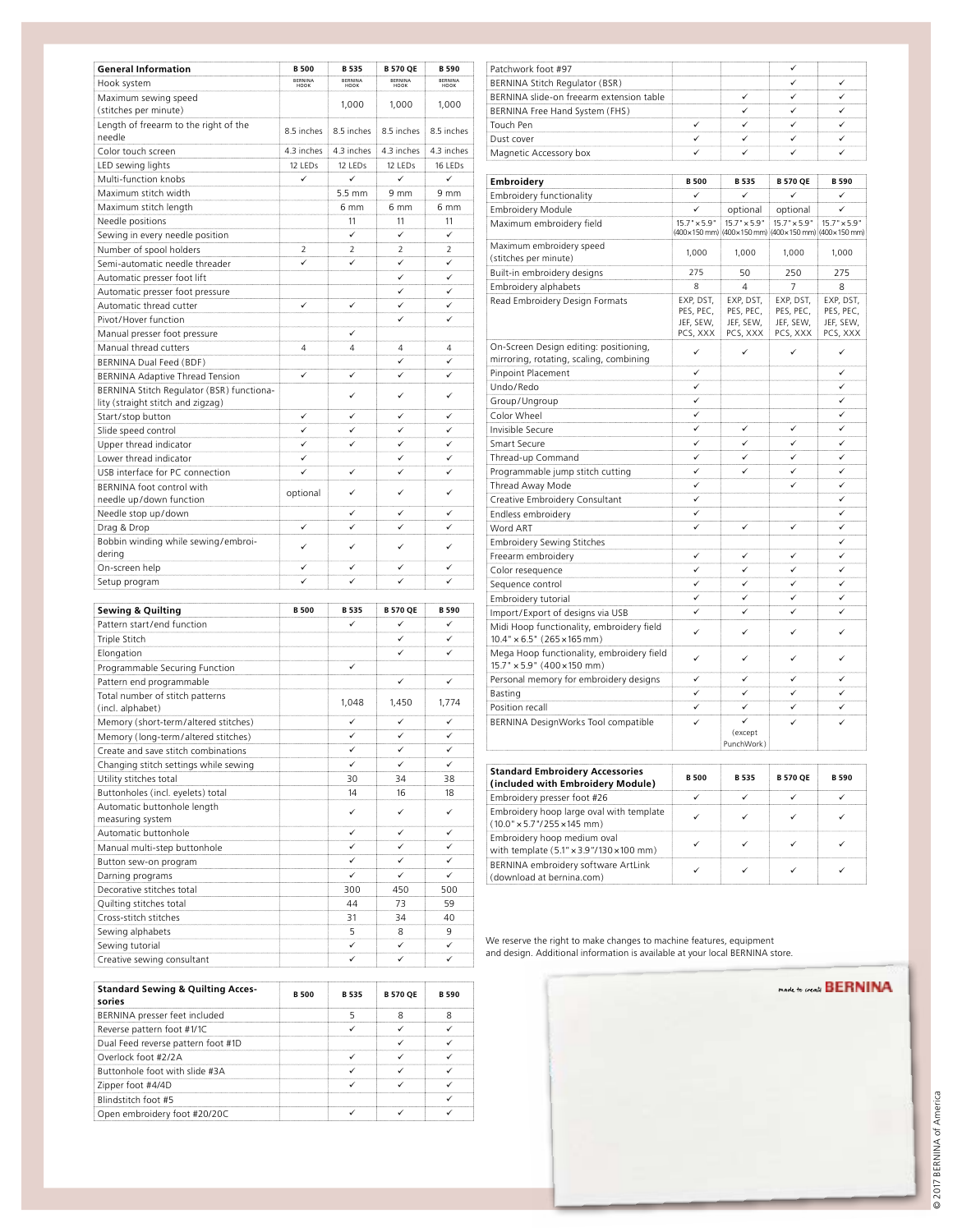| General Information | B 500 | B 535 | B 570 QE | B 590 |
|---|---|---|---|---|
| Hook system | BERNINA HOOK | BERNINA HOOK | BERNINA HOOK | BERNINA HOOK |
| Maximum sewing speed (stitches per minute) | | 1,000 | 1,000 | 1,000 |
| Length of freearm to the right of the needle | 8.5 inches | 8.5 inches | 8.5 inches | 8.5 inches |
| Color touch screen | 4.3 inches | 4.3 inches | 4.3 inches | 4.3 inches |
| LED sewing lights | 12 LEDs | 12 LEDs | 12 LEDs | 16 LEDs |
| Multi-function knobs | ✓ | ✓ | ✓ | ✓ |
| Maximum stitch width | | 5.5 mm | 9 mm | 9 mm |
| Maximum stitch length | | 6 mm | 6 mm | 6 mm |
| Needle positions | | 11 | 11 | 11 |
| Sewing in every needle position | | ✓ | ✓ | ✓ |
| Number of spool holders | 2 | 2 | 2 | 2 |
| Semi-automatic needle threader | ✓ | ✓ | ✓ | ✓ |
| Automatic presser foot lift | | | ✓ | ✓ |
| Automatic presser foot pressure | | | ✓ | ✓ |
| Automatic thread cutter | ✓ | ✓ | ✓ | ✓ |
| Pivot/Hover function | | | ✓ | ✓ |
| Manual presser foot pressure | | ✓ | | |
| Manual thread cutters | 4 | 4 | 4 | 4 |
| BERNINA Dual Feed (BDF) | | | ✓ | ✓ |
| BERNINA Adaptive Thread Tension | ✓ | ✓ | ✓ | ✓ |
| BERNINA Stitch Regulator (BSR) functionality (straight stitch and zigzag) | | ✓ | ✓ | ✓ |
| Start/stop button | ✓ | ✓ | ✓ | ✓ |
| Slide speed control | ✓ | ✓ | ✓ | ✓ |
| Upper thread indicator | ✓ | ✓ | ✓ | ✓ |
| Lower thread indicator | ✓ | | ✓ | ✓ |
| USB interface for PC connection | ✓ | ✓ | ✓ | ✓ |
| BERNINA foot control with needle up/down function | optional | ✓ | ✓ | ✓ |
| Needle stop up/down | | ✓ | ✓ | ✓ |
| Drag & Drop | ✓ | ✓ | ✓ | ✓ |
| Bobbin winding while sewing/embroidering | ✓ | ✓ | ✓ | ✓ |
| On-screen help | ✓ | ✓ | ✓ | ✓ |
| Setup program | ✓ | ✓ | ✓ | ✓ |

| Sewing & Quilting | B 500 | B 535 | B 570 QE | B 590 |
|---|---|---|---|---|
| Pattern start/end function | | ✓ | ✓ | ✓ |
| Triple Stitch | | | ✓ | ✓ |
| Elongation | | | ✓ | ✓ |
| Programmable Securing Function | | ✓ | | |
| Pattern end programmable | | | ✓ | ✓ |
| Total number of stitch patterns (incl. alphabet) | | 1,048 | 1,450 | 1,774 |
| Memory (short-term/altered stitches) | | ✓ | ✓ | ✓ |
| Memory (long-term/altered stitches) | | ✓ | ✓ | ✓ |
| Create and save stitch combinations | | ✓ | ✓ | ✓ |
| Changing stitch settings while sewing | | ✓ | ✓ | ✓ |
| Utility stitches total | | 30 | 34 | 38 |
| Buttonholes (incl. eyelets) total | | 14 | 16 | 18 |
| Automatic buttonhole length measuring system | | ✓ | ✓ | ✓ |
| Automatic buttonhole | | ✓ | ✓ | ✓ |
| Manual multi-step buttonhole | | ✓ | ✓ | ✓ |
| Button sew-on program | | ✓ | ✓ | ✓ |
| Darning programs | | ✓ | ✓ | ✓ |
| Decorative stitches total | | 300 | 450 | 500 |
| Quilting stitches total | | 44 | 73 | 59 |
| Cross-stitch stitches | | 31 | 34 | 40 |
| Sewing alphabets | | 5 | 8 | 9 |
| Sewing tutorial | | ✓ | ✓ | ✓ |
| Creative sewing consultant | | ✓ | ✓ | ✓ |

| Standard Sewing & Quilting Accessories | B 500 | B 535 | B 570 QE | B 590 |
|---|---|---|---|---|
| BERNINA presser feet included | | 5 | 8 | 8 |
| Reverse pattern foot #1/1C | | ✓ | ✓ | ✓ |
| Dual Feed reverse pattern foot #1D | | | ✓ | ✓ |
| Overlock foot #2/2A | | ✓ | ✓ | ✓ |
| Buttonhole foot with slide #3A | | ✓ | ✓ | ✓ |
| Zipper foot #4/4D | | ✓ | ✓ | ✓ |
| Blindstitch foot #5 | | | | ✓ |
| Open embroidery foot #20/20C | | ✓ | ✓ | ✓ |
| Patchwork foot #97 | | | ✓ | |
| BERNINA Stitch Regulator (BSR) | | | ✓ | ✓ |
| BERNINA slide-on freearm extension table | | ✓ | ✓ | ✓ |
| BERNINA Free Hand System (FHS) | | ✓ | ✓ | ✓ |
| Touch Pen | ✓ | ✓ | ✓ | ✓ |
| Dust cover | ✓ | ✓ | ✓ | ✓ |
| Magnetic Accessory box | ✓ | ✓ | ✓ | ✓ |

| Embroidery | B 500 | B 535 | B 570 QE | B 590 |
|---|---|---|---|---|
| Embroidery functionality | ✓ | ✓ | ✓ | ✓ |
| Embroidery Module | ✓ | optional | optional | ✓ |
| Maximum embroidery field | 15.7" × 5.9" (400×150 mm) | 15.7" × 5.9" (400×150 mm) | 15.7" × 5.9" (400×150 mm) | 15.7" × 5.9" (400×150 mm) |
| Maximum embroidery speed (stitches per minute) | 1,000 | 1,000 | 1,000 | 1,000 |
| Built-in embroidery designs | 275 | 50 | 250 | 275 |
| Embroidery alphabets | 8 | 4 | 7 | 8 |
| Read Embroidery Design Formats | EXP, DST, PES, PEC, JEF, SEW, PCS, XXX | EXP, DST, PES, PEC, JEF, SEW, PCS, XXX | EXP, DST, PES, PEC, JEF, SEW, PCS, XXX | EXP, DST, PES, PEC, JEF, SEW, PCS, XXX |
| On-Screen Design editing: positioning, mirroring, rotating, scaling, combining | ✓ | ✓ | ✓ | ✓ |
| Pinpoint Placement | ✓ | | | ✓ |
| Undo/Redo | ✓ | | | ✓ |
| Group/Ungroup | ✓ | | | ✓ |
| Color Wheel | ✓ | | | ✓ |
| Invisible Secure | ✓ | ✓ | ✓ | ✓ |
| Smart Secure | ✓ | ✓ | ✓ | ✓ |
| Thread-up Command | ✓ | ✓ | ✓ | ✓ |
| Programmable jump stitch cutting | ✓ | ✓ | ✓ | ✓ |
| Thread Away Mode | ✓ | | ✓ | ✓ |
| Creative Embroidery Consultant | ✓ | | | ✓ |
| Endless embroidery | ✓ | | | ✓ |
| Word ART | ✓ | ✓ | ✓ | ✓ |
| Embroidery Sewing Stitches | | | | ✓ |
| Freearm embroidery | ✓ | ✓ | ✓ | ✓ |
| Color resequence | ✓ | ✓ | ✓ | ✓ |
| Sequence control | ✓ | ✓ | ✓ | ✓ |
| Embroidery tutorial | ✓ | ✓ | ✓ | ✓ |
| Import/Export of designs via USB | ✓ | ✓ | ✓ | ✓ |
| Midi Hoop functionality, embroidery field 10.4" × 6.5" (265×165 mm) | ✓ | ✓ | ✓ | ✓ |
| Mega Hoop functionality, embroidery field 15.7" × 5.9" (400×150 mm) | ✓ | ✓ | ✓ | ✓ |
| Personal memory for embroidery designs | ✓ | ✓ | ✓ | ✓ |
| Basting | ✓ | ✓ | ✓ | ✓ |
| Position recall | ✓ | ✓ | ✓ | ✓ |
| BERNINA DesignWorks Tool compatible | ✓ | ✓ (except PunchWork) | ✓ | ✓ |

| Standard Embroidery Accessories (included with Embroidery Module) | B 500 | B 535 | B 570 QE | B 590 |
|---|---|---|---|---|
| Embroidery presser foot #26 | ✓ | ✓ | ✓ | ✓ |
| Embroidery hoop large oval with template (10.0" × 5.7"/255×145 mm) | ✓ | ✓ | ✓ | ✓ |
| Embroidery hoop medium oval with template (5.1" × 3.9"/130×100 mm) | ✓ | ✓ | ✓ | ✓ |
| BERNINA embroidery software ArtLink (download at bernina.com) | ✓ | ✓ | ✓ | ✓ |

We reserve the right to make changes to machine features, equipment and design. Additional information is available at your local BERNINA store.

made to create BERNINA

© 2017 BERNINA of America